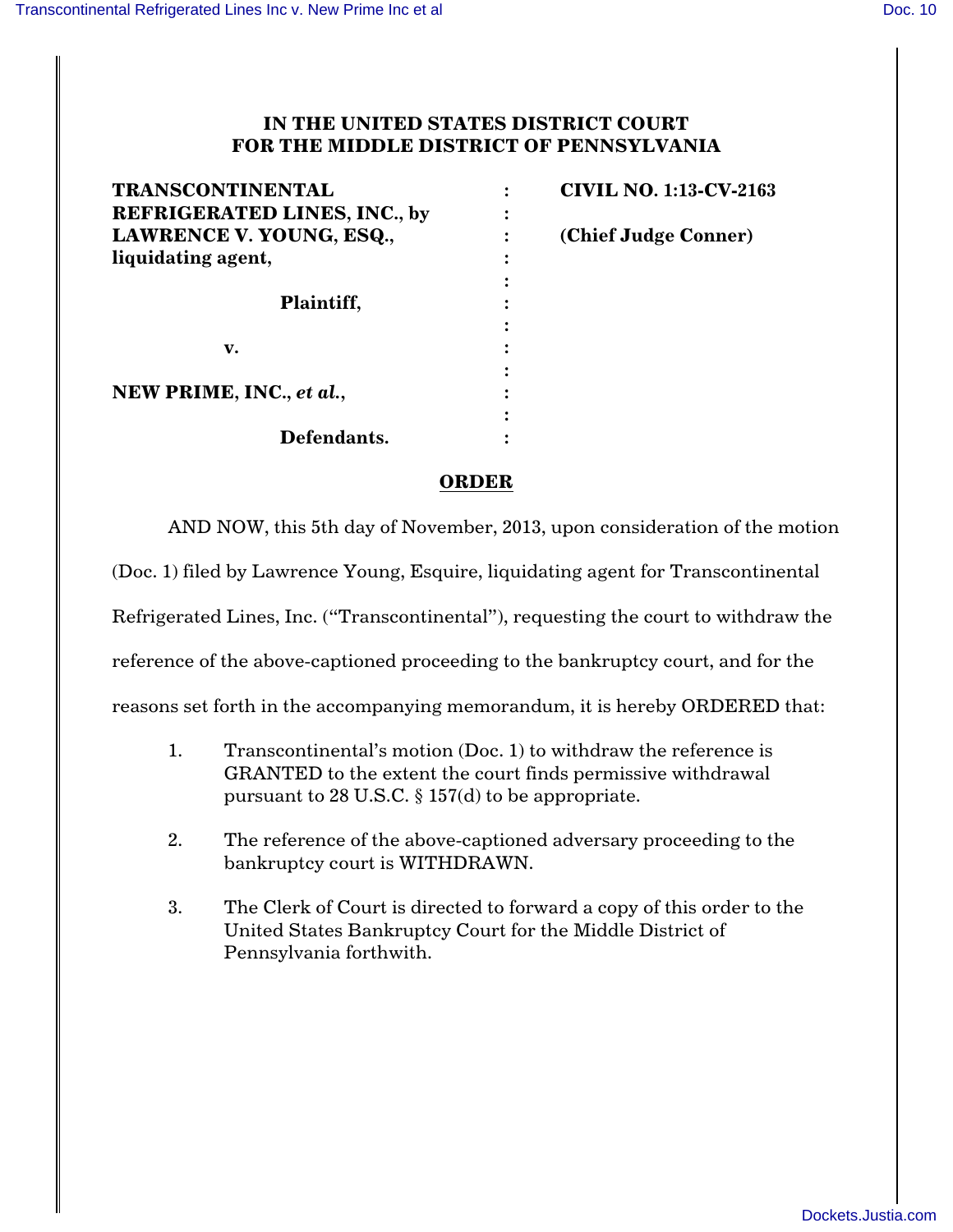**IN THE UNITED STATES DISTRICT COURT**
**FOR THE MIDDLE DISTRICT OF PENNSYLVANIA**

| | | |
|---|---|---|
| **TRANSCONTINENTAL REFRIGERATED LINES, INC., by LAWRENCE V. YOUNG, ESQ., liquidating agent,** | : | **CIVIL NO. 1:13-CV-2163** |
| | : | |
| **Plaintiff,** | : | **(Chief Judge Conner)** |
| | : | |
| **v.** | : | |
| | : | |
| **NEW PRIME, INC., *et al.*,** | : | |
| | : | |
| **Defendants.** | : | |

## ORDER

AND NOW, this 5th day of November, 2013, upon consideration of the motion (Doc. 1) filed by Lawrence Young, Esquire, liquidating agent for Transcontinental Refrigerated Lines, Inc. ("Transcontinental"), requesting the court to withdraw the reference of the above-captioned proceeding to the bankruptcy court, and for the reasons set forth in the accompanying memorandum, it is hereby ORDERED that:

1. Transcontinental's motion (Doc. 1) to withdraw the reference is GRANTED to the extent the court finds permissive withdrawal pursuant to 28 U.S.C. § 157(d) to be appropriate.

2. The reference of the above-captioned adversary proceeding to the bankruptcy court is WITHDRAWN.

3. The Clerk of Court is directed to forward a copy of this order to the United States Bankruptcy Court for the Middle District of Pennsylvania forthwith.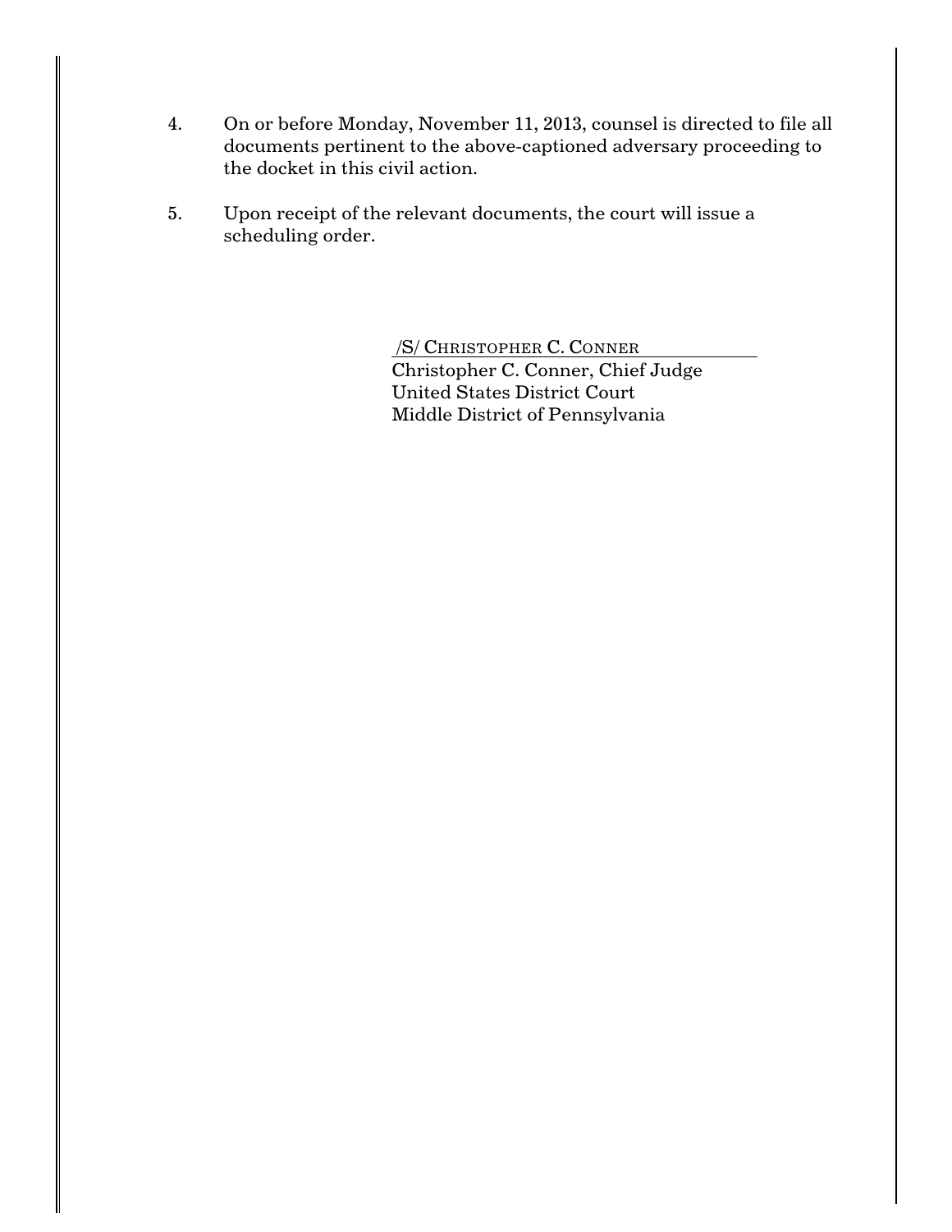4. On or before Monday, November 11, 2013, counsel is directed to file all documents pertinent to the above-captioned adversary proceeding to the docket in this civil action.

5. Upon receipt of the relevant documents, the court will issue a scheduling order.

/S/ CHRISTOPHER C. CONNER
Christopher C. Conner, Chief Judge
United States District Court
Middle District of Pennsylvania